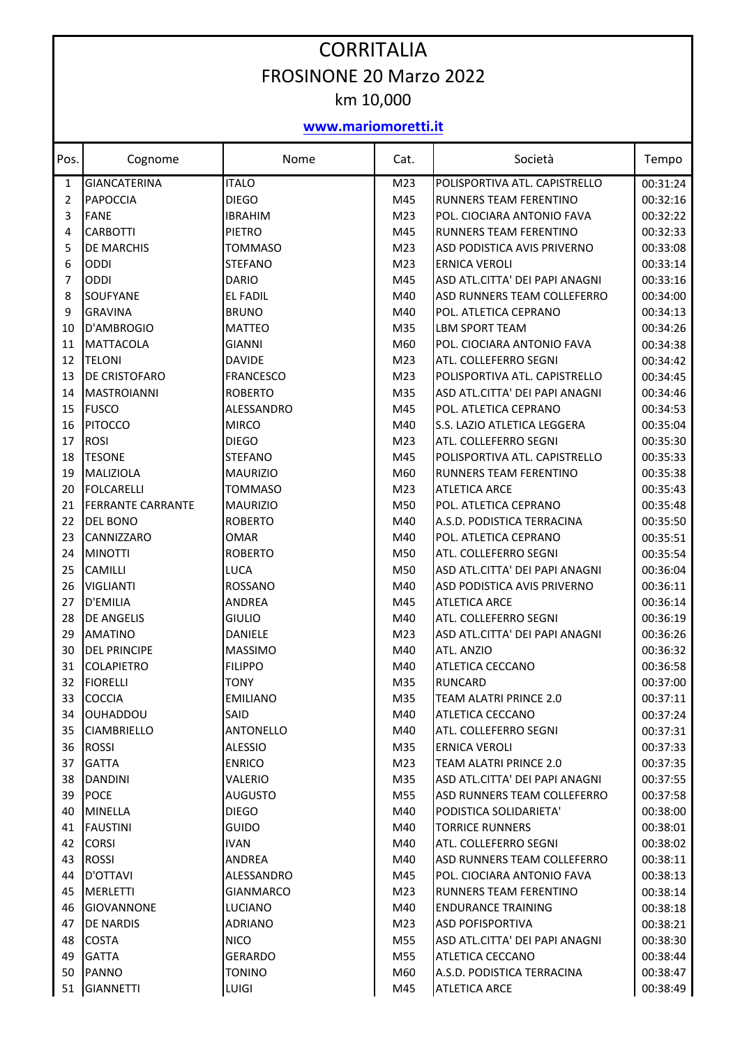# CORRITALIA

## FROSINONE 20 Marzo 2022

### km 10,000

**www.mariomoretti.it**

| Pos. | Cognome | Nome | Cat. | Società | Tempo |
|---|---|---|---|---|---|
| 1 | GIANCATERINA | ITALO | M23 | POLISPORTIVA ATL. CAPISTRELLO | 00:31:24 |
| 2 | PAPOCCIA | DIEGO | M45 | RUNNERS TEAM FERENTINO | 00:32:16 |
| 3 | FANE | IBRAHIM | M23 | POL. CIOCIARA ANTONIO FAVA | 00:32:22 |
| 4 | CARBOTTI | PIETRO | M45 | RUNNERS TEAM FERENTINO | 00:32:33 |
| 5 | DE MARCHIS | TOMMASO | M23 | ASD PODISTICA AVIS PRIVERNO | 00:33:08 |
| 6 | ODDI | STEFANO | M23 | ERNICA VEROLI | 00:33:14 |
| 7 | ODDI | DARIO | M45 | ASD ATL.CITTA' DEI PAPI ANAGNI | 00:33:16 |
| 8 | SOUFYANE | EL FADIL | M40 | ASD RUNNERS TEAM COLLEFERRO | 00:34:00 |
| 9 | GRAVINA | BRUNO | M40 | POL. ATLETICA CEPRANO | 00:34:13 |
| 10 | D'AMBROGIO | MATTEO | M35 | LBM SPORT TEAM | 00:34:26 |
| 11 | MATTACOLA | GIANNI | M60 | POL. CIOCIARA ANTONIO FAVA | 00:34:38 |
| 12 | TELONI | DAVIDE | M23 | ATL. COLLEFERRO SEGNI | 00:34:42 |
| 13 | DE CRISTOFARO | FRANCESCO | M23 | POLISPORTIVA ATL. CAPISTRELLO | 00:34:45 |
| 14 | MASTROIANNI | ROBERTO | M35 | ASD ATL.CITTA' DEI PAPI ANAGNI | 00:34:46 |
| 15 | FUSCO | ALESSANDRO | M45 | POL. ATLETICA CEPRANO | 00:34:53 |
| 16 | PITOCCO | MIRCO | M40 | S.S. LAZIO ATLETICA LEGGERA | 00:35:04 |
| 17 | ROSI | DIEGO | M23 | ATL. COLLEFERRO SEGNI | 00:35:30 |
| 18 | TESONE | STEFANO | M45 | POLISPORTIVA ATL. CAPISTRELLO | 00:35:33 |
| 19 | MALIZIOLA | MAURIZIO | M60 | RUNNERS TEAM FERENTINO | 00:35:38 |
| 20 | FOLCARELLI | TOMMASO | M23 | ATLETICA ARCE | 00:35:43 |
| 21 | FERRANTE CARRANTE | MAURIZIO | M50 | POL. ATLETICA CEPRANO | 00:35:48 |
| 22 | DEL BONO | ROBERTO | M40 | A.S.D. PODISTICA TERRACINA | 00:35:50 |
| 23 | CANNIZZARO | OMAR | M40 | POL. ATLETICA CEPRANO | 00:35:51 |
| 24 | MINOTTI | ROBERTO | M50 | ATL. COLLEFERRO SEGNI | 00:35:54 |
| 25 | CAMILLI | LUCA | M50 | ASD ATL.CITTA' DEI PAPI ANAGNI | 00:36:04 |
| 26 | VIGLIANTI | ROSSANO | M40 | ASD PODISTICA AVIS PRIVERNO | 00:36:11 |
| 27 | D'EMILIA | ANDREA | M45 | ATLETICA ARCE | 00:36:14 |
| 28 | DE ANGELIS | GIULIO | M40 | ATL. COLLEFERRO SEGNI | 00:36:19 |
| 29 | AMATINO | DANIELE | M23 | ASD ATL.CITTA' DEI PAPI ANAGNI | 00:36:26 |
| 30 | DEL PRINCIPE | MASSIMO | M40 | ATL. ANZIO | 00:36:32 |
| 31 | COLAPIETRO | FILIPPO | M40 | ATLETICA CECCANO | 00:36:58 |
| 32 | FIORELLI | TONY | M35 | RUNCARD | 00:37:00 |
| 33 | COCCIA | EMILIANO | M35 | TEAM ALATRI PRINCE 2.0 | 00:37:11 |
| 34 | OUHADDOU | SAID | M40 | ATLETICA CECCANO | 00:37:24 |
| 35 | CIAMBRIELLO | ANTONELLO | M40 | ATL. COLLEFERRO SEGNI | 00:37:31 |
| 36 | ROSSI | ALESSIO | M35 | ERNICA VEROLI | 00:37:33 |
| 37 | GATTA | ENRICO | M23 | TEAM ALATRI PRINCE 2.0 | 00:37:35 |
| 38 | DANDINI | VALERIO | M35 | ASD ATL.CITTA' DEI PAPI ANAGNI | 00:37:55 |
| 39 | POCE | AUGUSTO | M55 | ASD RUNNERS TEAM COLLEFERRO | 00:37:58 |
| 40 | MINELLA | DIEGO | M40 | PODISTICA SOLIDARIETA' | 00:38:00 |
| 41 | FAUSTINI | GUIDO | M40 | TORRICE RUNNERS | 00:38:01 |
| 42 | CORSI | IVAN | M40 | ATL. COLLEFERRO SEGNI | 00:38:02 |
| 43 | ROSSI | ANDREA | M40 | ASD RUNNERS TEAM COLLEFERRO | 00:38:11 |
| 44 | D'OTTAVI | ALESSANDRO | M45 | POL. CIOCIARA ANTONIO FAVA | 00:38:13 |
| 45 | MERLETTI | GIANMARCO | M23 | RUNNERS TEAM FERENTINO | 00:38:14 |
| 46 | GIOVANNONE | LUCIANO | M40 | ENDURANCE TRAINING | 00:38:18 |
| 47 | DE NARDIS | ADRIANO | M23 | ASD POFISPORTIVA | 00:38:21 |
| 48 | COSTA | NICO | M55 | ASD ATL.CITTA' DEI PAPI ANAGNI | 00:38:30 |
| 49 | GATTA | GERARDO | M55 | ATLETICA CECCANO | 00:38:44 |
| 50 | PANNO | TONINO | M60 | A.S.D. PODISTICA TERRACINA | 00:38:47 |
| 51 | GIANNETTI | LUIGI | M45 | ATLETICA ARCE | 00:38:49 |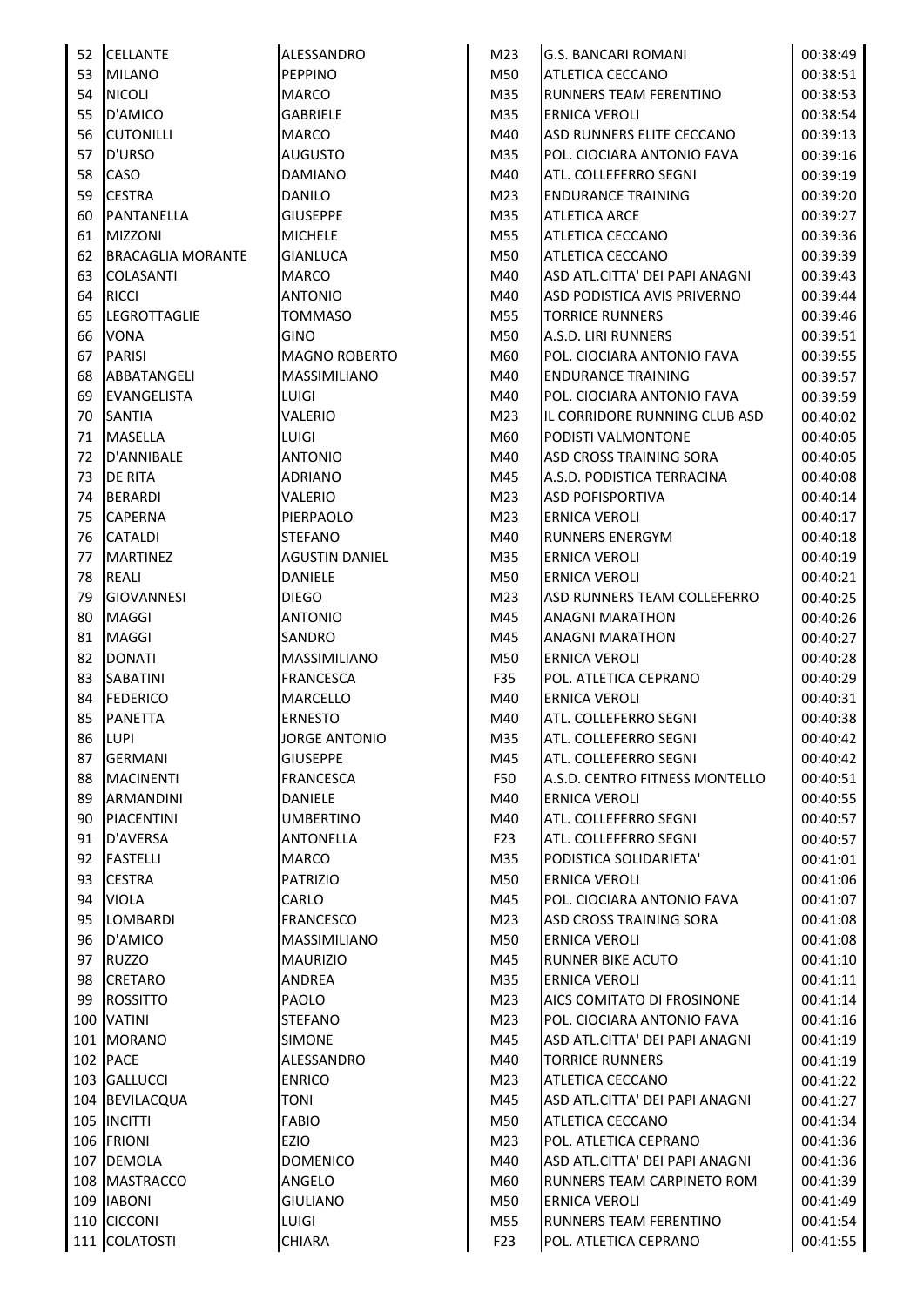| | | | | | |
|---|---|---|---|---|---|
| 52 | CELLANTE | ALESSANDRO | M23 | G.S. BANCARI ROMANI | 00:38:49 |
| 53 | MILANO | PEPPINO | M50 | ATLETICA CECCANO | 00:38:51 |
| 54 | NICOLI | MARCO | M35 | RUNNERS TEAM FERENTINO | 00:38:53 |
| 55 | D'AMICO | GABRIELE | M35 | ERNICA VEROLI | 00:38:54 |
| 56 | CUTONILLI | MARCO | M40 | ASD RUNNERS ELITE CECCANO | 00:39:13 |
| 57 | D'URSO | AUGUSTO | M35 | POL. CIOCIARA ANTONIO FAVA | 00:39:16 |
| 58 | CASO | DAMIANO | M40 | ATL. COLLEFERRO SEGNI | 00:39:19 |
| 59 | CESTRA | DANILO | M23 | ENDURANCE TRAINING | 00:39:20 |
| 60 | PANTANELLA | GIUSEPPE | M35 | ATLETICA ARCE | 00:39:27 |
| 61 | MIZZONI | MICHELE | M55 | ATLETICA CECCANO | 00:39:36 |
| 62 | BRACAGLIA MORANTE | GIANLUCA | M50 | ATLETICA CECCANO | 00:39:39 |
| 63 | COLASANTI | MARCO | M40 | ASD ATL.CITTA' DEI PAPI ANAGNI | 00:39:43 |
| 64 | RICCI | ANTONIO | M40 | ASD PODISTICA AVIS PRIVERNO | 00:39:44 |
| 65 | LEGROTTAGLIE | TOMMASO | M55 | TORRICE RUNNERS | 00:39:46 |
| 66 | VONA | GINO | M50 | A.S.D. LIRI RUNNERS | 00:39:51 |
| 67 | PARISI | MAGNO ROBERTO | M60 | POL. CIOCIARA ANTONIO FAVA | 00:39:55 |
| 68 | ABBATANGELI | MASSIMILIANO | M40 | ENDURANCE TRAINING | 00:39:57 |
| 69 | EVANGELISTA | LUIGI | M40 | POL. CIOCIARA ANTONIO FAVA | 00:39:59 |
| 70 | SANTIA | VALERIO | M23 | IL CORRIDORE RUNNING CLUB ASD | 00:40:02 |
| 71 | MASELLA | LUIGI | M60 | PODISTI VALMONTONE | 00:40:05 |
| 72 | D'ANNIBALE | ANTONIO | M40 | ASD CROSS TRAINING SORA | 00:40:05 |
| 73 | DE RITA | ADRIANO | M45 | A.S.D. PODISTICA TERRACINA | 00:40:08 |
| 74 | BERARDI | VALERIO | M23 | ASD POFISPORTIVA | 00:40:14 |
| 75 | CAPERNA | PIERPAOLO | M23 | ERNICA VEROLI | 00:40:17 |
| 76 | CATALDI | STEFANO | M40 | RUNNERS ENERGYM | 00:40:18 |
| 77 | MARTINEZ | AGUSTIN DANIEL | M35 | ERNICA VEROLI | 00:40:19 |
| 78 | REALI | DANIELE | M50 | ERNICA VEROLI | 00:40:21 |
| 79 | GIOVANNESI | DIEGO | M23 | ASD RUNNERS TEAM COLLEFERRO | 00:40:25 |
| 80 | MAGGI | ANTONIO | M45 | ANAGNI MARATHON | 00:40:26 |
| 81 | MAGGI | SANDRO | M45 | ANAGNI MARATHON | 00:40:27 |
| 82 | DONATI | MASSIMILIANO | M50 | ERNICA VEROLI | 00:40:28 |
| 83 | SABATINI | FRANCESCA | F35 | POL. ATLETICA CEPRANO | 00:40:29 |
| 84 | FEDERICO | MARCELLO | M40 | ERNICA VEROLI | 00:40:31 |
| 85 | PANETTA | ERNESTO | M40 | ATL. COLLEFERRO SEGNI | 00:40:38 |
| 86 | LUPI | JORGE ANTONIO | M35 | ATL. COLLEFERRO SEGNI | 00:40:42 |
| 87 | GERMANI | GIUSEPPE | M45 | ATL. COLLEFERRO SEGNI | 00:40:42 |
| 88 | MACINENTI | FRANCESCA | F50 | A.S.D. CENTRO FITNESS MONTELLO | 00:40:51 |
| 89 | ARMANDINI | DANIELE | M40 | ERNICA VEROLI | 00:40:55 |
| 90 | PIACENTINI | UMBERTINO | M40 | ATL. COLLEFERRO SEGNI | 00:40:57 |
| 91 | D'AVERSA | ANTONELLA | F23 | ATL. COLLEFERRO SEGNI | 00:40:57 |
| 92 | FASTELLI | MARCO | M35 | PODISTICA SOLIDARIETA' | 00:41:01 |
| 93 | CESTRA | PATRIZIO | M50 | ERNICA VEROLI | 00:41:06 |
| 94 | VIOLA | CARLO | M45 | POL. CIOCIARA ANTONIO FAVA | 00:41:07 |
| 95 | LOMBARDI | FRANCESCO | M23 | ASD CROSS TRAINING SORA | 00:41:08 |
| 96 | D'AMICO | MASSIMILIANO | M50 | ERNICA VEROLI | 00:41:08 |
| 97 | RUZZO | MAURIZIO | M45 | RUNNER BIKE ACUTO | 00:41:10 |
| 98 | CRETARO | ANDREA | M35 | ERNICA VEROLI | 00:41:11 |
| 99 | ROSSITTO | PAOLO | M23 | AICS COMITATO DI FROSINONE | 00:41:14 |
| 100 | VATINI | STEFANO | M23 | POL. CIOCIARA ANTONIO FAVA | 00:41:16 |
| 101 | MORANO | SIMONE | M45 | ASD ATL.CITTA' DEI PAPI ANAGNI | 00:41:19 |
| 102 | PACE | ALESSANDRO | M40 | TORRICE RUNNERS | 00:41:19 |
| 103 | GALLUCCI | ENRICO | M23 | ATLETICA CECCANO | 00:41:22 |
| 104 | BEVILACQUA | TONI | M45 | ASD ATL.CITTA' DEI PAPI ANAGNI | 00:41:27 |
| 105 | INCITTI | FABIO | M50 | ATLETICA CECCANO | 00:41:34 |
| 106 | FRIONI | EZIO | M23 | POL. ATLETICA CEPRANO | 00:41:36 |
| 107 | DEMOLA | DOMENICO | M40 | ASD ATL.CITTA' DEI PAPI ANAGNI | 00:41:36 |
| 108 | MASTRACCO | ANGELO | M60 | RUNNERS TEAM CARPINETO ROM | 00:41:39 |
| 109 | IABONI | GIULIANO | M50 | ERNICA VEROLI | 00:41:49 |
| 110 | CICCONI | LUIGI | M55 | RUNNERS TEAM FERENTINO | 00:41:54 |
| 111 | COLATOSTI | CHIARA | F23 | POL. ATLETICA CEPRANO | 00:41:55 |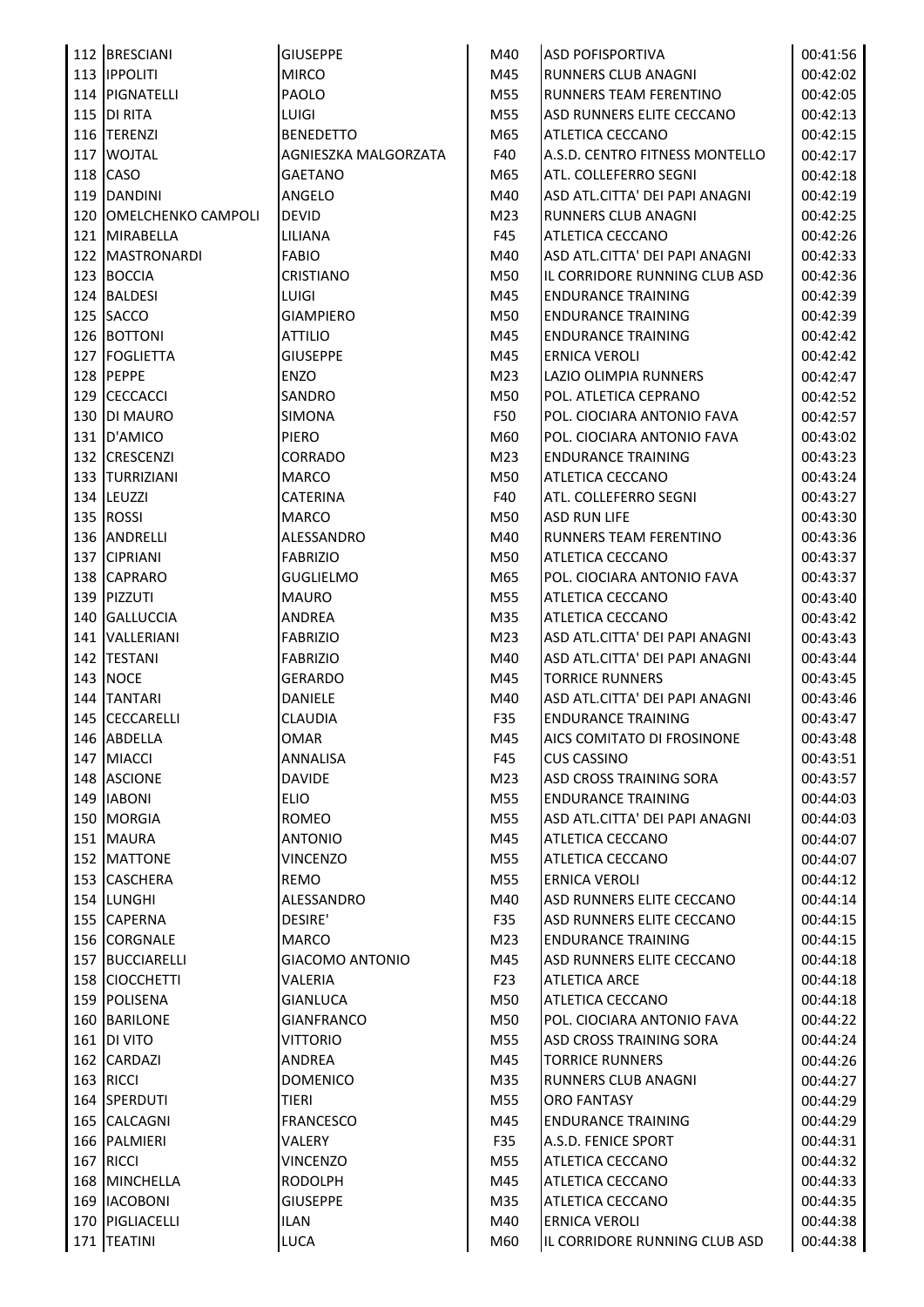| | | | | | |
|---|---|---|---|---|---|
| 112 | BRESCIANI | GIUSEPPE | M40 | ASD POFISPORTIVA | 00:41:56 |
| 113 | IPPOLITI | MIRCO | M45 | RUNNERS CLUB ANAGNI | 00:42:02 |
| 114 | PIGNATELLI | PAOLO | M55 | RUNNERS TEAM FERENTINO | 00:42:05 |
| 115 | DI RITA | LUIGI | M55 | ASD RUNNERS ELITE CECCANO | 00:42:13 |
| 116 | TERENZI | BENEDETTO | M65 | ATLETICA CECCANO | 00:42:15 |
| 117 | WOJTAL | AGNIESZKA MALGORZATA | F40 | A.S.D. CENTRO FITNESS MONTELLO | 00:42:17 |
| 118 | CASO | GAETANO | M65 | ATL. COLLEFERRO SEGNI | 00:42:18 |
| 119 | DANDINI | ANGELO | M40 | ASD ATL.CITTA' DEI PAPI ANAGNI | 00:42:19 |
| 120 | OMELCHENKO CAMPOLI | DEVID | M23 | RUNNERS CLUB ANAGNI | 00:42:25 |
| 121 | MIRABELLA | LILIANA | F45 | ATLETICA CECCANO | 00:42:26 |
| 122 | MASTRONARDI | FABIO | M40 | ASD ATL.CITTA' DEI PAPI ANAGNI | 00:42:33 |
| 123 | BOCCIA | CRISTIANO | M50 | IL CORRIDORE RUNNING CLUB ASD | 00:42:36 |
| 124 | BALDESI | LUIGI | M45 | ENDURANCE TRAINING | 00:42:39 |
| 125 | SACCO | GIAMPIERO | M50 | ENDURANCE TRAINING | 00:42:39 |
| 126 | BOTTONI | ATTILIO | M45 | ENDURANCE TRAINING | 00:42:42 |
| 127 | FOGLIETTA | GIUSEPPE | M45 | ERNICA VEROLI | 00:42:42 |
| 128 | PEPPE | ENZO | M23 | LAZIO OLIMPIA RUNNERS | 00:42:47 |
| 129 | CECCACCI | SANDRO | M50 | POL. ATLETICA CEPRANO | 00:42:52 |
| 130 | DI MAURO | SIMONA | F50 | POL. CIOCIARA ANTONIO FAVA | 00:42:57 |
| 131 | D'AMICO | PIERO | M60 | POL. CIOCIARA ANTONIO FAVA | 00:43:02 |
| 132 | CRESCENZI | CORRADO | M23 | ENDURANCE TRAINING | 00:43:23 |
| 133 | TURRIZIANI | MARCO | M50 | ATLETICA CECCANO | 00:43:24 |
| 134 | LEUZZI | CATERINA | F40 | ATL. COLLEFERRO SEGNI | 00:43:27 |
| 135 | ROSSI | MARCO | M50 | ASD RUN LIFE | 00:43:30 |
| 136 | ANDRELLI | ALESSANDRO | M40 | RUNNERS TEAM FERENTINO | 00:43:36 |
| 137 | CIPRIANI | FABRIZIO | M50 | ATLETICA CECCANO | 00:43:37 |
| 138 | CAPRARO | GUGLIELMO | M65 | POL. CIOCIARA ANTONIO FAVA | 00:43:37 |
| 139 | PIZZUTI | MAURO | M55 | ATLETICA CECCANO | 00:43:40 |
| 140 | GALLUCCIA | ANDREA | M35 | ATLETICA CECCANO | 00:43:42 |
| 141 | VALLERIANI | FABRIZIO | M23 | ASD ATL.CITTA' DEI PAPI ANAGNI | 00:43:43 |
| 142 | TESTANI | FABRIZIO | M40 | ASD ATL.CITTA' DEI PAPI ANAGNI | 00:43:44 |
| 143 | NOCE | GERARDO | M45 | TORRICE RUNNERS | 00:43:45 |
| 144 | TANTARI | DANIELE | M40 | ASD ATL.CITTA' DEI PAPI ANAGNI | 00:43:46 |
| 145 | CECCARELLI | CLAUDIA | F35 | ENDURANCE TRAINING | 00:43:47 |
| 146 | ABDELLA | OMAR | M45 | AICS COMITATO DI FROSINONE | 00:43:48 |
| 147 | MIACCI | ANNALISA | F45 | CUS CASSINO | 00:43:51 |
| 148 | ASCIONE | DAVIDE | M23 | ASD CROSS TRAINING SORA | 00:43:57 |
| 149 | IABONI | ELIO | M55 | ENDURANCE TRAINING | 00:44:03 |
| 150 | MORGIA | ROMEO | M55 | ASD ATL.CITTA' DEI PAPI ANAGNI | 00:44:03 |
| 151 | MAURA | ANTONIO | M45 | ATLETICA CECCANO | 00:44:07 |
| 152 | MATTONE | VINCENZO | M55 | ATLETICA CECCANO | 00:44:07 |
| 153 | CASCHERA | REMO | M55 | ERNICA VEROLI | 00:44:12 |
| 154 | LUNGHI | ALESSANDRO | M40 | ASD RUNNERS ELITE CECCANO | 00:44:14 |
| 155 | CAPERNA | DESIRE' | F35 | ASD RUNNERS ELITE CECCANO | 00:44:15 |
| 156 | CORGNALE | MARCO | M23 | ENDURANCE TRAINING | 00:44:15 |
| 157 | BUCCIARELLI | GIACOMO ANTONIO | M45 | ASD RUNNERS ELITE CECCANO | 00:44:18 |
| 158 | CIOCCHETTI | VALERIA | F23 | ATLETICA ARCE | 00:44:18 |
| 159 | POLISENA | GIANLUCA | M50 | ATLETICA CECCANO | 00:44:18 |
| 160 | BARILONE | GIANFRANCO | M50 | POL. CIOCIARA ANTONIO FAVA | 00:44:22 |
| 161 | DI VITO | VITTORIO | M55 | ASD CROSS TRAINING SORA | 00:44:24 |
| 162 | CARDAZI | ANDREA | M45 | TORRICE RUNNERS | 00:44:26 |
| 163 | RICCI | DOMENICO | M35 | RUNNERS CLUB ANAGNI | 00:44:27 |
| 164 | SPERDUTI | TIERI | M55 | ORO FANTASY | 00:44:29 |
| 165 | CALCAGNI | FRANCESCO | M45 | ENDURANCE TRAINING | 00:44:29 |
| 166 | PALMIERI | VALERY | F35 | A.S.D. FENICE SPORT | 00:44:31 |
| 167 | RICCI | VINCENZO | M55 | ATLETICA CECCANO | 00:44:32 |
| 168 | MINCHELLA | RODOLPH | M45 | ATLETICA CECCANO | 00:44:33 |
| 169 | IACOBONI | GIUSEPPE | M35 | ATLETICA CECCANO | 00:44:35 |
| 170 | PIGLIACELLI | ILAN | M40 | ERNICA VEROLI | 00:44:38 |
| 171 | TEATINI | LUCA | M60 | IL CORRIDORE RUNNING CLUB ASD | 00:44:38 |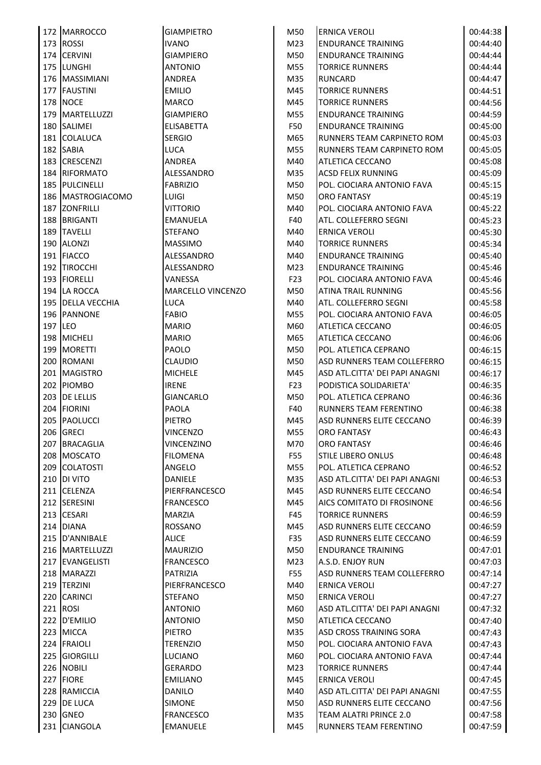| | | | | | |
|---|---|---|---|---|---|
| 172 | MARROCCO | GIAMPIETRO | M50 | ERNICA VEROLI | 00:44:38 |
| 173 | ROSSI | IVANO | M23 | ENDURANCE TRAINING | 00:44:40 |
| 174 | CERVINI | GIAMPIERO | M50 | ENDURANCE TRAINING | 00:44:44 |
| 175 | LUNGHI | ANTONIO | M55 | TORRICE RUNNERS | 00:44:44 |
| 176 | MASSIMIANI | ANDREA | M35 | RUNCARD | 00:44:47 |
| 177 | FAUSTINI | EMILIO | M45 | TORRICE RUNNERS | 00:44:51 |
| 178 | NOCE | MARCO | M45 | TORRICE RUNNERS | 00:44:56 |
| 179 | MARTELLUZZI | GIAMPIERO | M55 | ENDURANCE TRAINING | 00:44:59 |
| 180 | SALIMEI | ELISABETTA | F50 | ENDURANCE TRAINING | 00:45:00 |
| 181 | COLALUCA | SERGIO | M65 | RUNNERS TEAM CARPINETO ROM | 00:45:03 |
| 182 | SABIA | LUCA | M55 | RUNNERS TEAM CARPINETO ROM | 00:45:05 |
| 183 | CRESCENZI | ANDREA | M40 | ATLETICA CECCANO | 00:45:08 |
| 184 | RIFORMATO | ALESSANDRO | M35 | ACSD FELIX RUNNING | 00:45:09 |
| 185 | PULCINELLI | FABRIZIO | M50 | POL. CIOCIARA ANTONIO FAVA | 00:45:15 |
| 186 | MASTROGIACOMO | LUIGI | M50 | ORO FANTASY | 00:45:19 |
| 187 | ZONFRILLI | VITTORIO | M40 | POL. CIOCIARA ANTONIO FAVA | 00:45:22 |
| 188 | BRIGANTI | EMANUELA | F40 | ATL. COLLEFERRO SEGNI | 00:45:23 |
| 189 | TAVELLI | STEFANO | M40 | ERNICA VEROLI | 00:45:30 |
| 190 | ALONZI | MASSIMO | M40 | TORRICE RUNNERS | 00:45:34 |
| 191 | FIACCO | ALESSANDRO | M40 | ENDURANCE TRAINING | 00:45:40 |
| 192 | TIROCCHI | ALESSANDRO | M23 | ENDURANCE TRAINING | 00:45:46 |
| 193 | FIORELLI | VANESSA | F23 | POL. CIOCIARA ANTONIO FAVA | 00:45:46 |
| 194 | LA ROCCA | MARCELLO VINCENZO | M50 | ATINA TRAIL RUNNING | 00:45:56 |
| 195 | DELLA VECCHIA | LUCA | M40 | ATL. COLLEFERRO SEGNI | 00:45:58 |
| 196 | PANNONE | FABIO | M55 | POL. CIOCIARA ANTONIO FAVA | 00:46:05 |
| 197 | LEO | MARIO | M60 | ATLETICA CECCANO | 00:46:05 |
| 198 | MICHELI | MARIO | M65 | ATLETICA CECCANO | 00:46:06 |
| 199 | MORETTI | PAOLO | M50 | POL. ATLETICA CEPRANO | 00:46:15 |
| 200 | ROMANI | CLAUDIO | M50 | ASD RUNNERS TEAM COLLEFERRO | 00:46:15 |
| 201 | MAGISTRO | MICHELE | M45 | ASD ATL.CITTA' DEI PAPI ANAGNI | 00:46:17 |
| 202 | PIOMBO | IRENE | F23 | PODISTICA SOLIDARIETA' | 00:46:35 |
| 203 | DE LELLIS | GIANCARLO | M50 | POL. ATLETICA CEPRANO | 00:46:36 |
| 204 | FIORINI | PAOLA | F40 | RUNNERS TEAM FERENTINO | 00:46:38 |
| 205 | PAOLUCCI | PIETRO | M45 | ASD RUNNERS ELITE CECCANO | 00:46:39 |
| 206 | GRECI | VINCENZO | M55 | ORO FANTASY | 00:46:43 |
| 207 | BRACAGLIA | VINCENZINO | M70 | ORO FANTASY | 00:46:46 |
| 208 | MOSCATO | FILOMENA | F55 | STILE LIBERO ONLUS | 00:46:48 |
| 209 | COLATOSTI | ANGELO | M55 | POL. ATLETICA CEPRANO | 00:46:52 |
| 210 | DI VITO | DANIELE | M35 | ASD ATL.CITTA' DEI PAPI ANAGNI | 00:46:53 |
| 211 | CELENZA | PIERFRANCESCO | M45 | ASD RUNNERS ELITE CECCANO | 00:46:54 |
| 212 | SERESINI | FRANCESCO | M45 | AICS COMITATO DI FROSINONE | 00:46:56 |
| 213 | CESARI | MARZIA | F45 | TORRICE RUNNERS | 00:46:59 |
| 214 | DIANA | ROSSANO | M45 | ASD RUNNERS ELITE CECCANO | 00:46:59 |
| 215 | D'ANNIBALE | ALICE | F35 | ASD RUNNERS ELITE CECCANO | 00:46:59 |
| 216 | MARTELLUZZI | MAURIZIO | M50 | ENDURANCE TRAINING | 00:47:01 |
| 217 | EVANGELISTI | FRANCESCO | M23 | A.S.D. ENJOY RUN | 00:47:03 |
| 218 | MARAZZI | PATRIZIA | F55 | ASD RUNNERS TEAM COLLEFERRO | 00:47:14 |
| 219 | TERZINI | PIERFRANCESCO | M40 | ERNICA VEROLI | 00:47:27 |
| 220 | CARINCI | STEFANO | M50 | ERNICA VEROLI | 00:47:27 |
| 221 | ROSI | ANTONIO | M60 | ASD ATL.CITTA' DEI PAPI ANAGNI | 00:47:32 |
| 222 | D'EMILIO | ANTONIO | M50 | ATLETICA CECCANO | 00:47:40 |
| 223 | MICCA | PIETRO | M35 | ASD CROSS TRAINING SORA | 00:47:43 |
| 224 | FRAIOLI | TERENZIO | M50 | POL. CIOCIARA ANTONIO FAVA | 00:47:43 |
| 225 | GIORGILLI | LUCIANO | M60 | POL. CIOCIARA ANTONIO FAVA | 00:47:44 |
| 226 | NOBILI | GERARDO | M23 | TORRICE RUNNERS | 00:47:44 |
| 227 | FIORE | EMILIANO | M45 | ERNICA VEROLI | 00:47:45 |
| 228 | RAMICCIA | DANILO | M40 | ASD ATL.CITTA' DEI PAPI ANAGNI | 00:47:55 |
| 229 | DE LUCA | SIMONE | M50 | ASD RUNNERS ELITE CECCANO | 00:47:56 |
| 230 | GNEO | FRANCESCO | M35 | TEAM ALATRI PRINCE 2.0 | 00:47:58 |
| 231 | CIANGOLA | EMANUELE | M45 | RUNNERS TEAM FERENTINO | 00:47:59 |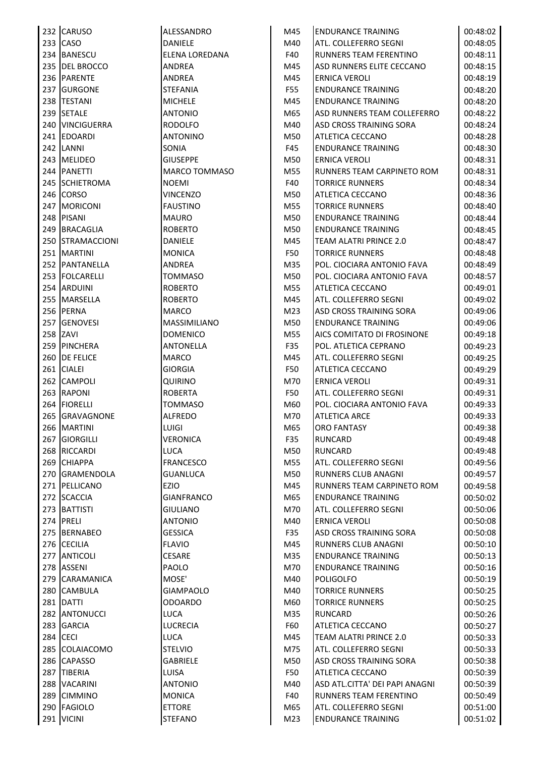| 232 | CARUSO | ALESSANDRO | M45 | ENDURANCE TRAINING | 00:48:02 |
|---|---|---|---|---|---|
| 233 | CASO | DANIELE | M40 | ATL. COLLEFERRO SEGNI | 00:48:05 |
| 234 | BANESCU | ELENA LOREDANA | F40 | RUNNERS TEAM FERENTINO | 00:48:11 |
| 235 | DEL BROCCO | ANDREA | M45 | ASD RUNNERS ELITE CECCANO | 00:48:15 |
| 236 | PARENTE | ANDREA | M45 | ERNICA VEROLI | 00:48:19 |
| 237 | GURGONE | STEFANIA | F55 | ENDURANCE TRAINING | 00:48:20 |
| 238 | TESTANI | MICHELE | M45 | ENDURANCE TRAINING | 00:48:20 |
| 239 | SETALE | ANTONIO | M65 | ASD RUNNERS TEAM COLLEFERRO | 00:48:22 |
| 240 | VINCIGUERRA | RODOLFO | M40 | ASD CROSS TRAINING SORA | 00:48:24 |
| 241 | EDOARDI | ANTONINO | M50 | ATLETICA CECCANO | 00:48:28 |
| 242 | LANNI | SONIA | F45 | ENDURANCE TRAINING | 00:48:30 |
| 243 | MELIDEO | GIUSEPPE | M50 | ERNICA VEROLI | 00:48:31 |
| 244 | PANETTI | MARCO TOMMASO | M55 | RUNNERS TEAM CARPINETO ROM | 00:48:31 |
| 245 | SCHIETROMA | NOEMI | F40 | TORRICE RUNNERS | 00:48:34 |
| 246 | CORSO | VINCENZO | M50 | ATLETICA CECCANO | 00:48:36 |
| 247 | MORICONI | FAUSTINO | M55 | TORRICE RUNNERS | 00:48:40 |
| 248 | PISANI | MAURO | M50 | ENDURANCE TRAINING | 00:48:44 |
| 249 | BRACAGLIA | ROBERTO | M50 | ENDURANCE TRAINING | 00:48:45 |
| 250 | STRAMACCIONI | DANIELE | M45 | TEAM ALATRI PRINCE 2.0 | 00:48:47 |
| 251 | MARTINI | MONICA | F50 | TORRICE RUNNERS | 00:48:48 |
| 252 | PANTANELLA | ANDREA | M35 | POL. CIOCIARA ANTONIO FAVA | 00:48:49 |
| 253 | FOLCARELLI | TOMMASO | M50 | POL. CIOCIARA ANTONIO FAVA | 00:48:57 |
| 254 | ARDUINI | ROBERTO | M55 | ATLETICA CECCANO | 00:49:01 |
| 255 | MARSELLA | ROBERTO | M45 | ATL. COLLEFERRO SEGNI | 00:49:02 |
| 256 | PERNA | MARCO | M23 | ASD CROSS TRAINING SORA | 00:49:06 |
| 257 | GENOVESI | MASSIMILIANO | M50 | ENDURANCE TRAINING | 00:49:06 |
| 258 | ZAVI | DOMENICO | M55 | AICS COMITATO DI FROSINONE | 00:49:18 |
| 259 | PINCHERA | ANTONELLA | F35 | POL. ATLETICA CEPRANO | 00:49:23 |
| 260 | DE FELICE | MARCO | M45 | ATL. COLLEFERRO SEGNI | 00:49:25 |
| 261 | CIALEI | GIORGIA | F50 | ATLETICA CECCANO | 00:49:29 |
| 262 | CAMPOLI | QUIRINO | M70 | ERNICA VEROLI | 00:49:31 |
| 263 | RAPONI | ROBERTA | F50 | ATL. COLLEFERRO SEGNI | 00:49:31 |
| 264 | FIORELLI | TOMMASO | M60 | POL. CIOCIARA ANTONIO FAVA | 00:49:33 |
| 265 | GRAVAGNONE | ALFREDO | M70 | ATLETICA ARCE | 00:49:33 |
| 266 | MARTINI | LUIGI | M65 | ORO FANTASY | 00:49:38 |
| 267 | GIORGILLI | VERONICA | F35 | RUNCARD | 00:49:48 |
| 268 | RICCARDI | LUCA | M50 | RUNCARD | 00:49:48 |
| 269 | CHIAPPA | FRANCESCO | M55 | ATL. COLLEFERRO SEGNI | 00:49:56 |
| 270 | GRAMENDOLA | GUANLUCA | M50 | RUNNERS CLUB ANAGNI | 00:49:57 |
| 271 | PELLICANO | EZIO | M45 | RUNNERS TEAM CARPINETO ROM | 00:49:58 |
| 272 | SCACCIA | GIANFRANCO | M65 | ENDURANCE TRAINING | 00:50:02 |
| 273 | BATTISTI | GIULIANO | M70 | ATL. COLLEFERRO SEGNI | 00:50:06 |
| 274 | PRELI | ANTONIO | M40 | ERNICA VEROLI | 00:50:08 |
| 275 | BERNABEO | GESSICA | F35 | ASD CROSS TRAINING SORA | 00:50:08 |
| 276 | CECILIA | FLAVIO | M45 | RUNNERS CLUB ANAGNI | 00:50:10 |
| 277 | ANTICOLI | CESARE | M35 | ENDURANCE TRAINING | 00:50:13 |
| 278 | ASSENI | PAOLO | M70 | ENDURANCE TRAINING | 00:50:16 |
| 279 | CARAMANICA | MOSE' | M40 | POLIGOLFO | 00:50:19 |
| 280 | CAMBULA | GIAMPAOLO | M40 | TORRICE RUNNERS | 00:50:25 |
| 281 | DATTI | ODOARDO | M60 | TORRICE RUNNERS | 00:50:25 |
| 282 | ANTONUCCI | LUCA | M35 | RUNCARD | 00:50:26 |
| 283 | GARCIA | LUCRECIA | F60 | ATLETICA CECCANO | 00:50:27 |
| 284 | CECI | LUCA | M45 | TEAM ALATRI PRINCE 2.0 | 00:50:33 |
| 285 | COLAIACOMO | STELVIO | M75 | ATL. COLLEFERRO SEGNI | 00:50:33 |
| 286 | CAPASSO | GABRIELE | M50 | ASD CROSS TRAINING SORA | 00:50:38 |
| 287 | TIBERIA | LUISA | F50 | ATLETICA CECCANO | 00:50:39 |
| 288 | VACARINI | ANTONIO | M40 | ASD ATL.CITTA' DEI PAPI ANAGNI | 00:50:39 |
| 289 | CIMMINO | MONICA | F40 | RUNNERS TEAM FERENTINO | 00:50:49 |
| 290 | FAGIOLO | ETTORE | M65 | ATL. COLLEFERRO SEGNI | 00:51:00 |
| 291 | VICINI | STEFANO | M23 | ENDURANCE TRAINING | 00:51:02 |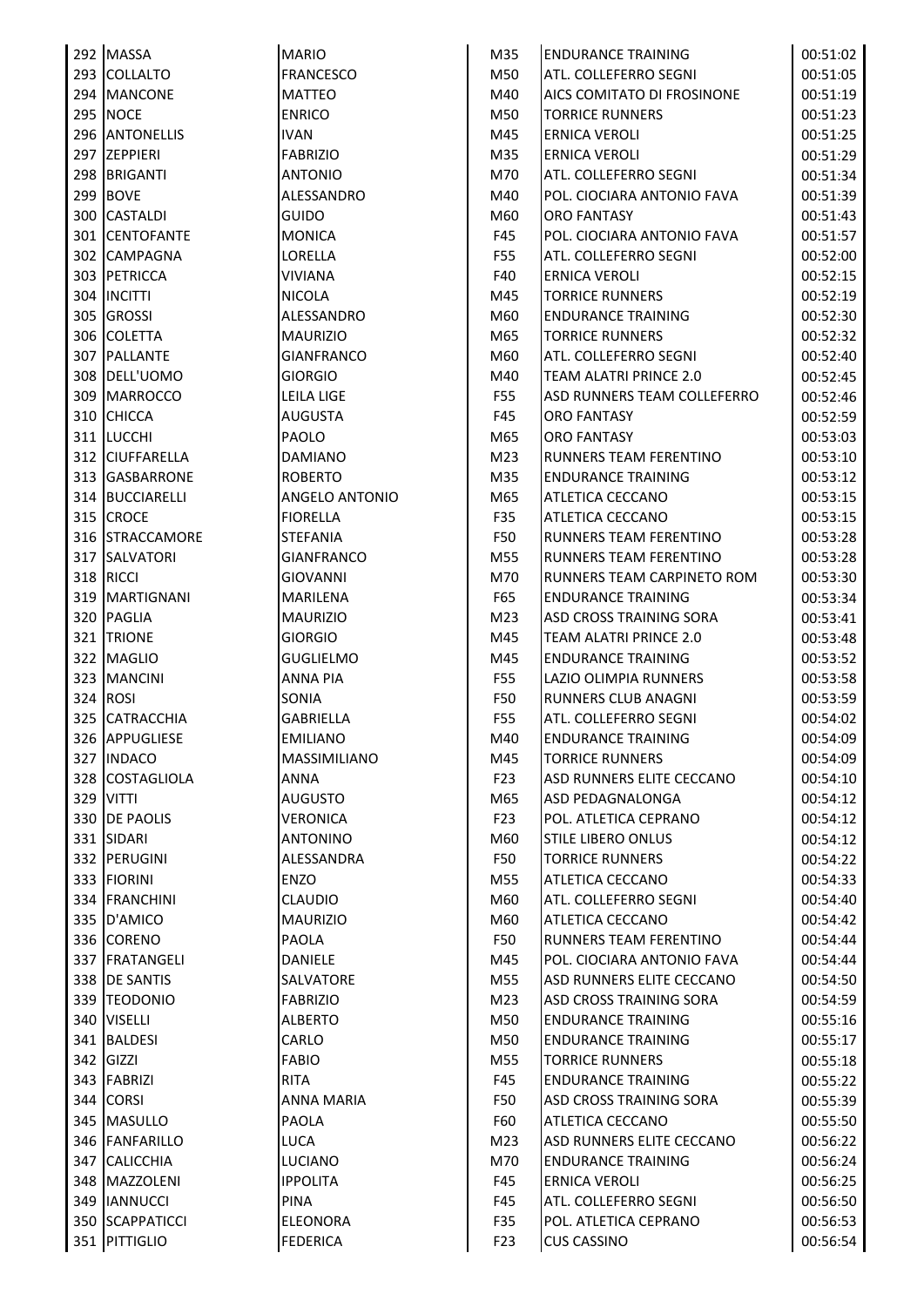| | | | | | |
|---|---|---|---|---|---|
| 292 | MASSA | MARIO | M35 | ENDURANCE TRAINING | 00:51:02 |
| 293 | COLLALTO | FRANCESCO | M50 | ATL. COLLEFERRO SEGNI | 00:51:05 |
| 294 | MANCONE | MATTEO | M40 | AICS COMITATO DI FROSINONE | 00:51:19 |
| 295 | NOCE | ENRICO | M50 | TORRICE RUNNERS | 00:51:23 |
| 296 | ANTONELLIS | IVAN | M45 | ERNICA VEROLI | 00:51:25 |
| 297 | ZEPPIERI | FABRIZIO | M35 | ERNICA VEROLI | 00:51:29 |
| 298 | BRIGANTI | ANTONIO | M70 | ATL. COLLEFERRO SEGNI | 00:51:34 |
| 299 | BOVE | ALESSANDRO | M40 | POL. CIOCIARA ANTONIO FAVA | 00:51:39 |
| 300 | CASTALDI | GUIDO | M60 | ORO FANTASY | 00:51:43 |
| 301 | CENTOFANTE | MONICA | F45 | POL. CIOCIARA ANTONIO FAVA | 00:51:57 |
| 302 | CAMPAGNA | LORELLA | F55 | ATL. COLLEFERRO SEGNI | 00:52:00 |
| 303 | PETRICCA | VIVIANA | F40 | ERNICA VEROLI | 00:52:15 |
| 304 | INCITTI | NICOLA | M45 | TORRICE RUNNERS | 00:52:19 |
| 305 | GROSSI | ALESSANDRO | M60 | ENDURANCE TRAINING | 00:52:30 |
| 306 | COLETTA | MAURIZIO | M65 | TORRICE RUNNERS | 00:52:32 |
| 307 | PALLANTE | GIANFRANCO | M60 | ATL. COLLEFERRO SEGNI | 00:52:40 |
| 308 | DELL'UOMO | GIORGIO | M40 | TEAM ALATRI PRINCE 2.0 | 00:52:45 |
| 309 | MARROCCO | LEILA LIGE | F55 | ASD RUNNERS TEAM COLLEFERRO | 00:52:46 |
| 310 | CHICCA | AUGUSTA | F45 | ORO FANTASY | 00:52:59 |
| 311 | LUCCHI | PAOLO | M65 | ORO FANTASY | 00:53:03 |
| 312 | CIUFFARELLA | DAMIANO | M23 | RUNNERS TEAM FERENTINO | 00:53:10 |
| 313 | GASBARRONE | ROBERTO | M35 | ENDURANCE TRAINING | 00:53:12 |
| 314 | BUCCIARELLI | ANGELO ANTONIO | M65 | ATLETICA CECCANO | 00:53:15 |
| 315 | CROCE | FIORELLA | F35 | ATLETICA CECCANO | 00:53:15 |
| 316 | STRACCAMORE | STEFANIA | F50 | RUNNERS TEAM FERENTINO | 00:53:28 |
| 317 | SALVATORI | GIANFRANCO | M55 | RUNNERS TEAM FERENTINO | 00:53:28 |
| 318 | RICCI | GIOVANNI | M70 | RUNNERS TEAM CARPINETO ROM | 00:53:30 |
| 319 | MARTIGNANI | MARILENA | F65 | ENDURANCE TRAINING | 00:53:34 |
| 320 | PAGLIA | MAURIZIO | M23 | ASD CROSS TRAINING SORA | 00:53:41 |
| 321 | TRIONE | GIORGIO | M45 | TEAM ALATRI PRINCE 2.0 | 00:53:48 |
| 322 | MAGLIO | GUGLIELMO | M45 | ENDURANCE TRAINING | 00:53:52 |
| 323 | MANCINI | ANNA PIA | F55 | LAZIO OLIMPIA RUNNERS | 00:53:58 |
| 324 | ROSI | SONIA | F50 | RUNNERS CLUB ANAGNI | 00:53:59 |
| 325 | CATRACCHIA | GABRIELLA | F55 | ATL. COLLEFERRO SEGNI | 00:54:02 |
| 326 | APPUGLIESE | EMILIANO | M40 | ENDURANCE TRAINING | 00:54:09 |
| 327 | INDACO | MASSIMILIANO | M45 | TORRICE RUNNERS | 00:54:09 |
| 328 | COSTAGLIOLA | ANNA | F23 | ASD RUNNERS ELITE CECCANO | 00:54:10 |
| 329 | VITTI | AUGUSTO | M65 | ASD PEDAGNALONGA | 00:54:12 |
| 330 | DE PAOLIS | VERONICA | F23 | POL. ATLETICA CEPRANO | 00:54:12 |
| 331 | SIDARI | ANTONINO | M60 | STILE LIBERO ONLUS | 00:54:12 |
| 332 | PERUGINI | ALESSANDRA | F50 | TORRICE RUNNERS | 00:54:22 |
| 333 | FIORINI | ENZO | M55 | ATLETICA CECCANO | 00:54:33 |
| 334 | FRANCHINI | CLAUDIO | M60 | ATL. COLLEFERRO SEGNI | 00:54:40 |
| 335 | D'AMICO | MAURIZIO | M60 | ATLETICA CECCANO | 00:54:42 |
| 336 | CORENO | PAOLA | F50 | RUNNERS TEAM FERENTINO | 00:54:44 |
| 337 | FRATANGELI | DANIELE | M45 | POL. CIOCIARA ANTONIO FAVA | 00:54:44 |
| 338 | DE SANTIS | SALVATORE | M55 | ASD RUNNERS ELITE CECCANO | 00:54:50 |
| 339 | TEODONIO | FABRIZIO | M23 | ASD CROSS TRAINING SORA | 00:54:59 |
| 340 | VISELLI | ALBERTO | M50 | ENDURANCE TRAINING | 00:55:16 |
| 341 | BALDESI | CARLO | M50 | ENDURANCE TRAINING | 00:55:17 |
| 342 | GIZZI | FABIO | M55 | TORRICE RUNNERS | 00:55:18 |
| 343 | FABRIZI | RITA | F45 | ENDURANCE TRAINING | 00:55:22 |
| 344 | CORSI | ANNA MARIA | F50 | ASD CROSS TRAINING SORA | 00:55:39 |
| 345 | MASULLO | PAOLA | F60 | ATLETICA CECCANO | 00:55:50 |
| 346 | FANFARILLO | LUCA | M23 | ASD RUNNERS ELITE CECCANO | 00:56:22 |
| 347 | CALICCHIA | LUCIANO | M70 | ENDURANCE TRAINING | 00:56:24 |
| 348 | MAZZOLENI | IPPOLITA | F45 | ERNICA VEROLI | 00:56:25 |
| 349 | IANNUCCI | PINA | F45 | ATL. COLLEFERRO SEGNI | 00:56:50 |
| 350 | SCAPPATICCI | ELEONORA | F35 | POL. ATLETICA CEPRANO | 00:56:53 |
| 351 | PITTIGLIO | FEDERICA | F23 | CUS CASSINO | 00:56:54 |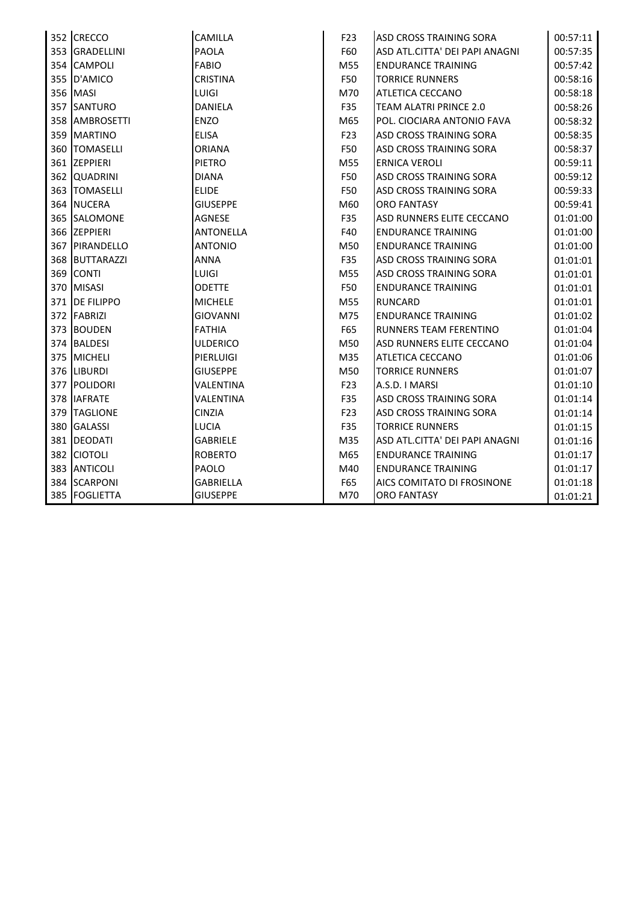| | | | | | |
|---|---|---|---|---|---|
| 352 | CRECCO | CAMILLA | F23 | ASD CROSS TRAINING SORA | 00:57:11 |
| 353 | GRADELLINI | PAOLA | F60 | ASD ATL.CITTA' DEI PAPI ANAGNI | 00:57:35 |
| 354 | CAMPOLI | FABIO | M55 | ENDURANCE TRAINING | 00:57:42 |
| 355 | D'AMICO | CRISTINA | F50 | TORRICE RUNNERS | 00:58:16 |
| 356 | MASI | LUIGI | M70 | ATLETICA CECCANO | 00:58:18 |
| 357 | SANTURO | DANIELA | F35 | TEAM ALATRI PRINCE 2.0 | 00:58:26 |
| 358 | AMBROSETTI | ENZO | M65 | POL. CIOCIARA ANTONIO FAVA | 00:58:32 |
| 359 | MARTINO | ELISA | F23 | ASD CROSS TRAINING SORA | 00:58:35 |
| 360 | TOMASELLI | ORIANA | F50 | ASD CROSS TRAINING SORA | 00:58:37 |
| 361 | ZEPPIERI | PIETRO | M55 | ERNICA VEROLI | 00:59:11 |
| 362 | QUADRINI | DIANA | F50 | ASD CROSS TRAINING SORA | 00:59:12 |
| 363 | TOMASELLI | ELIDE | F50 | ASD CROSS TRAINING SORA | 00:59:33 |
| 364 | NUCERA | GIUSEPPE | M60 | ORO FANTASY | 00:59:41 |
| 365 | SALOMONE | AGNESE | F35 | ASD RUNNERS ELITE CECCANO | 01:01:00 |
| 366 | ZEPPIERI | ANTONELLA | F40 | ENDURANCE TRAINING | 01:01:00 |
| 367 | PIRANDELLO | ANTONIO | M50 | ENDURANCE TRAINING | 01:01:00 |
| 368 | BUTTARAZZI | ANNA | F35 | ASD CROSS TRAINING SORA | 01:01:01 |
| 369 | CONTI | LUIGI | M55 | ASD CROSS TRAINING SORA | 01:01:01 |
| 370 | MISASI | ODETTE | F50 | ENDURANCE TRAINING | 01:01:01 |
| 371 | DE FILIPPO | MICHELE | M55 | RUNCARD | 01:01:01 |
| 372 | FABRIZI | GIOVANNI | M75 | ENDURANCE TRAINING | 01:01:02 |
| 373 | BOUDEN | FATHIA | F65 | RUNNERS TEAM FERENTINO | 01:01:04 |
| 374 | BALDESI | ULDERICO | M50 | ASD RUNNERS ELITE CECCANO | 01:01:04 |
| 375 | MICHELI | PIERLUIGI | M35 | ATLETICA CECCANO | 01:01:06 |
| 376 | LIBURDI | GIUSEPPE | M50 | TORRICE RUNNERS | 01:01:07 |
| 377 | POLIDORI | VALENTINA | F23 | A.S.D. I MARSI | 01:01:10 |
| 378 | IAFRATE | VALENTINA | F35 | ASD CROSS TRAINING SORA | 01:01:14 |
| 379 | TAGLIONE | CINZIA | F23 | ASD CROSS TRAINING SORA | 01:01:14 |
| 380 | GALASSI | LUCIA | F35 | TORRICE RUNNERS | 01:01:15 |
| 381 | DEODATI | GABRIELE | M35 | ASD ATL.CITTA' DEI PAPI ANAGNI | 01:01:16 |
| 382 | CIOTOLI | ROBERTO | M65 | ENDURANCE TRAINING | 01:01:17 |
| 383 | ANTICOLI | PAOLO | M40 | ENDURANCE TRAINING | 01:01:17 |
| 384 | SCARPONI | GABRIELLA | F65 | AICS COMITATO DI FROSINONE | 01:01:18 |
| 385 | FOGLIETTA | GIUSEPPE | M70 | ORO FANTASY | 01:01:21 |